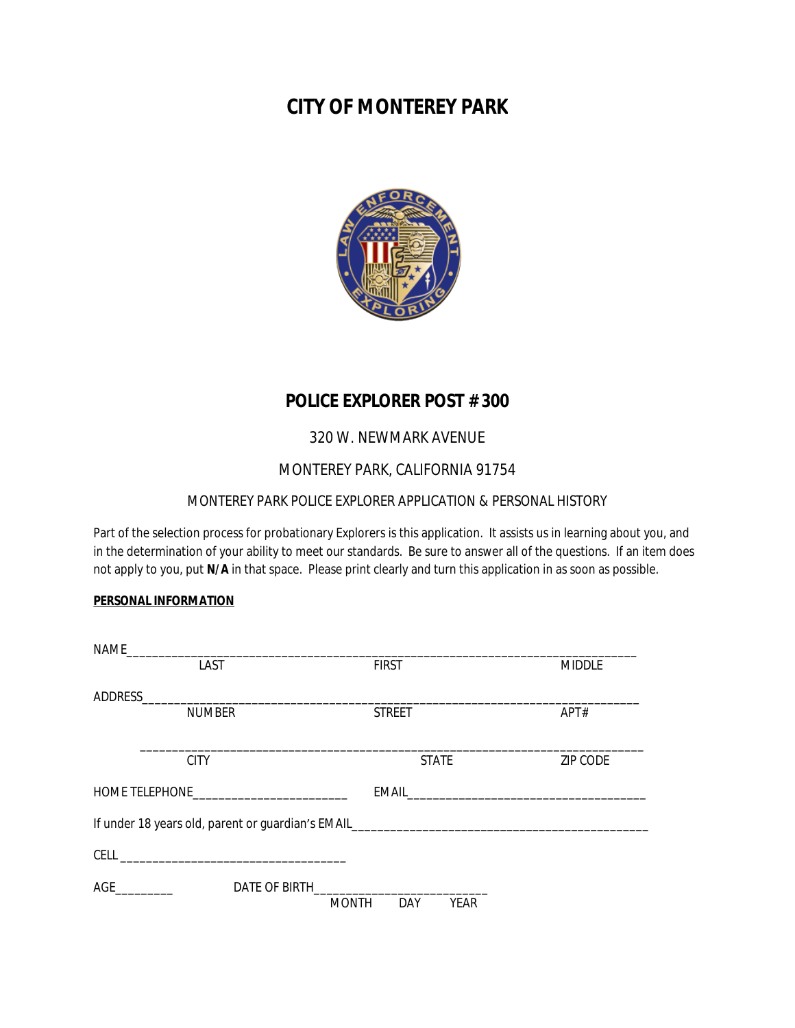# CITY OF MONTEREY PARK

## POLICE EXPLORER POST # 300

320 W. NEWMARK AVENUE

MONTEREY PARK, CALIFORNIA 91754

MONTEREY PARK POLICE EXPLORER APPLICATION & PERSONAL HISTORY

Part of the selection process for probationary Explorers is this application. It assists us in learning about you, and in the determination of your ability to meet our standards. Be sure to answer all of the questions. If an item does not apply to you, put **N/A** in that space. Please print clearly and turn this application in as soon as possible.

**PERSONAL INFORMATION**

NAME_______________________________________________________________________________
LAST FIRST MIDDLE

ADDRESS____________________________________________________________________________
NUMBER STREET APT#

___________________________________________________________________________________
CITY STATE ZIP CODE

HOME TELEPHONE________________________ EMAIL_____________________________________

If under 18 years old, parent or guardian's EMAIL______________________________________________

CELL ____________________________________

AGE_________ DATE OF BIRTH__________________________
MONTH DAY YEAR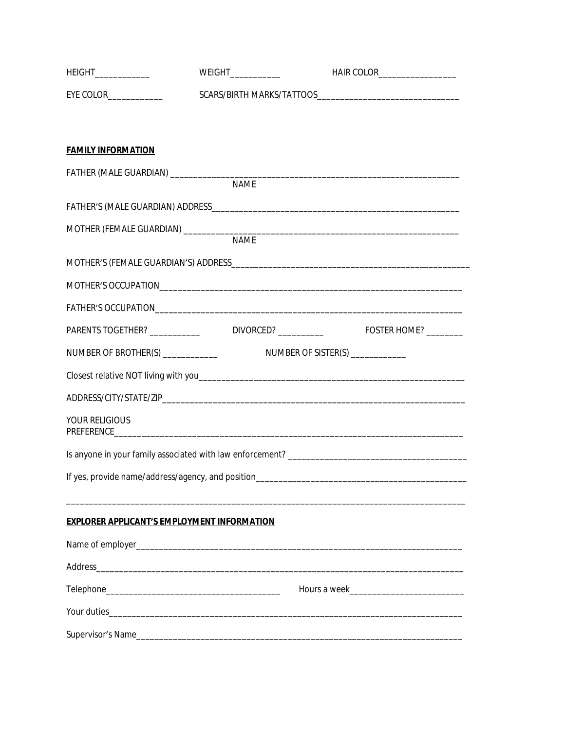HEIGHT____________ WEIGHT___________ HAIR COLOR_________________

EYE COLOR____________ SCARS/BIRTH MARKS/TATTOOS_______________________________

**FAMILY INFORMATION**

FATHER (MALE GUARDIAN) _________________________________________________________________
NAME

FATHER'S (MALE GUARDIAN) ADDRESS_______________________________________________________

MOTHER (FEMALE GUARDIAN) _______________________________________________________________
NAME

MOTHER'S (FEMALE GUARDIAN'S) ADDRESS_____________________________________________________

MOTHER'S OCCUPATION_____________________________________________________________________

FATHER'S OCCUPATION_____________________________________________________________________

PARENTS TOGETHER? ___________ DIVORCED? __________ FOSTER HOME? ________

NUMBER OF BROTHER(S) ____________ NUMBER OF SISTER(S) ____________

Closest relative NOT living with you____________________________________________________

ADDRESS/CITY/STATE/ZIP__________________________________________________________________

YOUR RELIGIOUS PREFERENCE_______________________________________________________________

Is anyone in your family associated with law enforcement? ______________________________________

If yes, provide name/address/agency, and position_______________________________________________

_______________________________________________________________________________________

**EXPLORER APPLICANT'S EMPLOYMENT INFORMATION**

Name of employer________________________________________________________________________

Address_______________________________________________________________________________

Telephone______________________________________ Hours a week________________________

Your duties_____________________________________________________________________________

Supervisor's Name________________________________________________________________________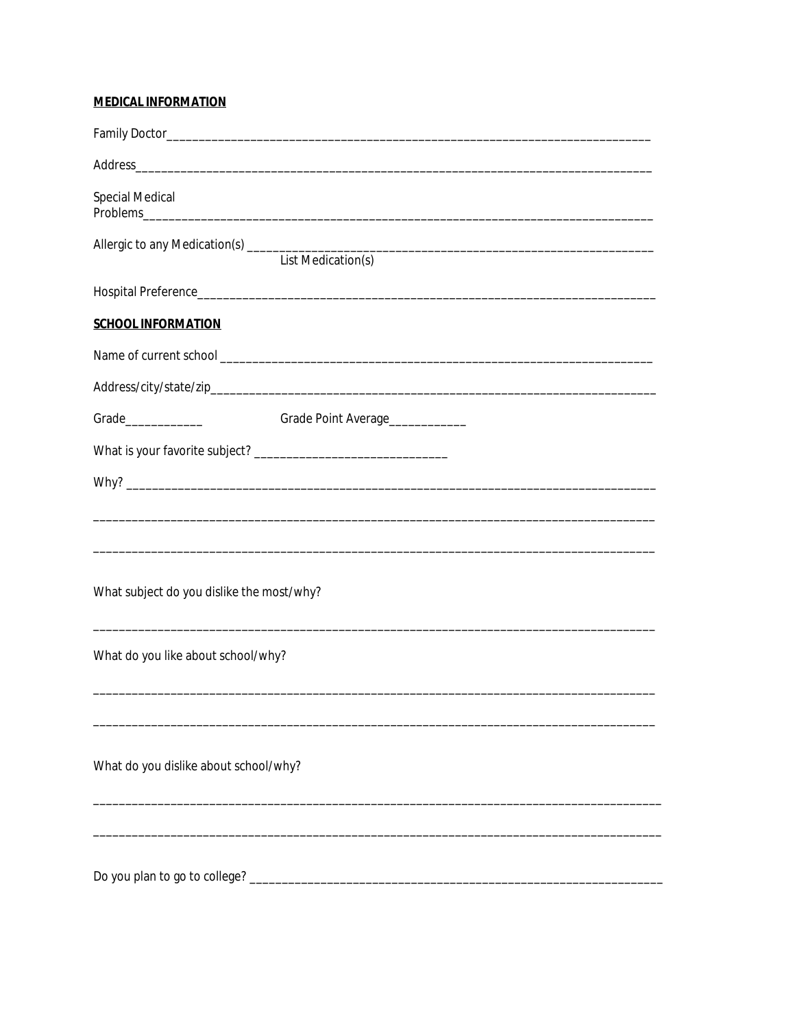**MEDICAL INFORMATION**

Family Doctor_____________________________________________________________________________

Address__________________________________________________________________________________

Special Medical
Problems_________________________________________________________________________________

Allergic to any Medication(s) _________________________________________________________________
List Medication(s)

Hospital Preference_________________________________________________________________________

**SCHOOL INFORMATION**

Name of current school ______________________________________________________________________

Address/city/state/zip_______________________________________________________________________

Grade____________ Grade Point Average____________

What is your favorite subject? ______________________________

Why? ____________________________________________________________________________________

_________________________________________________________________________________________

_________________________________________________________________________________________

What subject do you dislike the most/why?

_________________________________________________________________________________________

What do you like about school/why?

_________________________________________________________________________________________

_________________________________________________________________________________________

What do you dislike about school/why?

_________________________________________________________________________________________

_________________________________________________________________________________________

Do you plan to go to college? _________________________________________________________________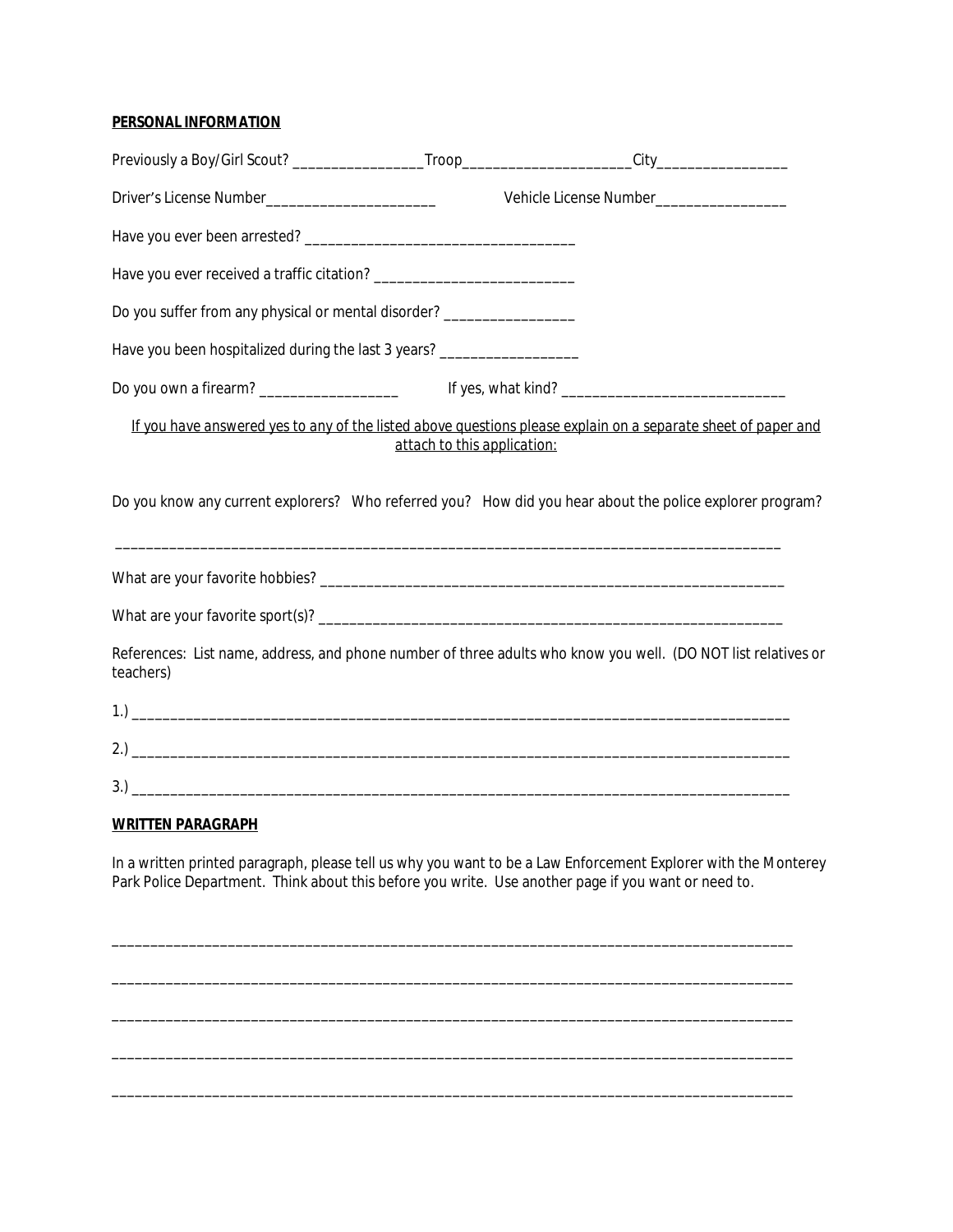**PERSONAL INFORMATION**

Previously a Boy/Girl Scout? _________________Troop______________________City_________________

Driver's License Number______________________ Vehicle License Number_________________

Have you ever been arrested? ___________________________________

Have you ever received a traffic citation? _________________________

Do you suffer from any physical or mental disorder? _________________

Have you been hospitalized during the last 3 years? _________________

Do you own a firearm? __________________ If yes, what kind? ______________________________

*If you have answered yes to any of the listed above questions please explain on a separate sheet of paper and attach to this application:*

Do you know any current explorers? Who referred you? How did you hear about the police explorer program?

_________________________________________________________________________________________

What are your favorite hobbies? ______________________________________________________________

What are your favorite sport(s)? ______________________________________________________________

References: List name, address, and phone number of three adults who know you well. (DO NOT list relatives or teachers)

1.) _____________________________________________________________________________________

2.) _____________________________________________________________________________________

3.) _____________________________________________________________________________________

**WRITTEN PARAGRAPH**

In a written printed paragraph, please tell us why you want to be a Law Enforcement Explorer with the Monterey Park Police Department. Think about this before you write. Use another page if you want or need to.

_________________________________________________________________________________________

_________________________________________________________________________________________

_________________________________________________________________________________________

_________________________________________________________________________________________

_________________________________________________________________________________________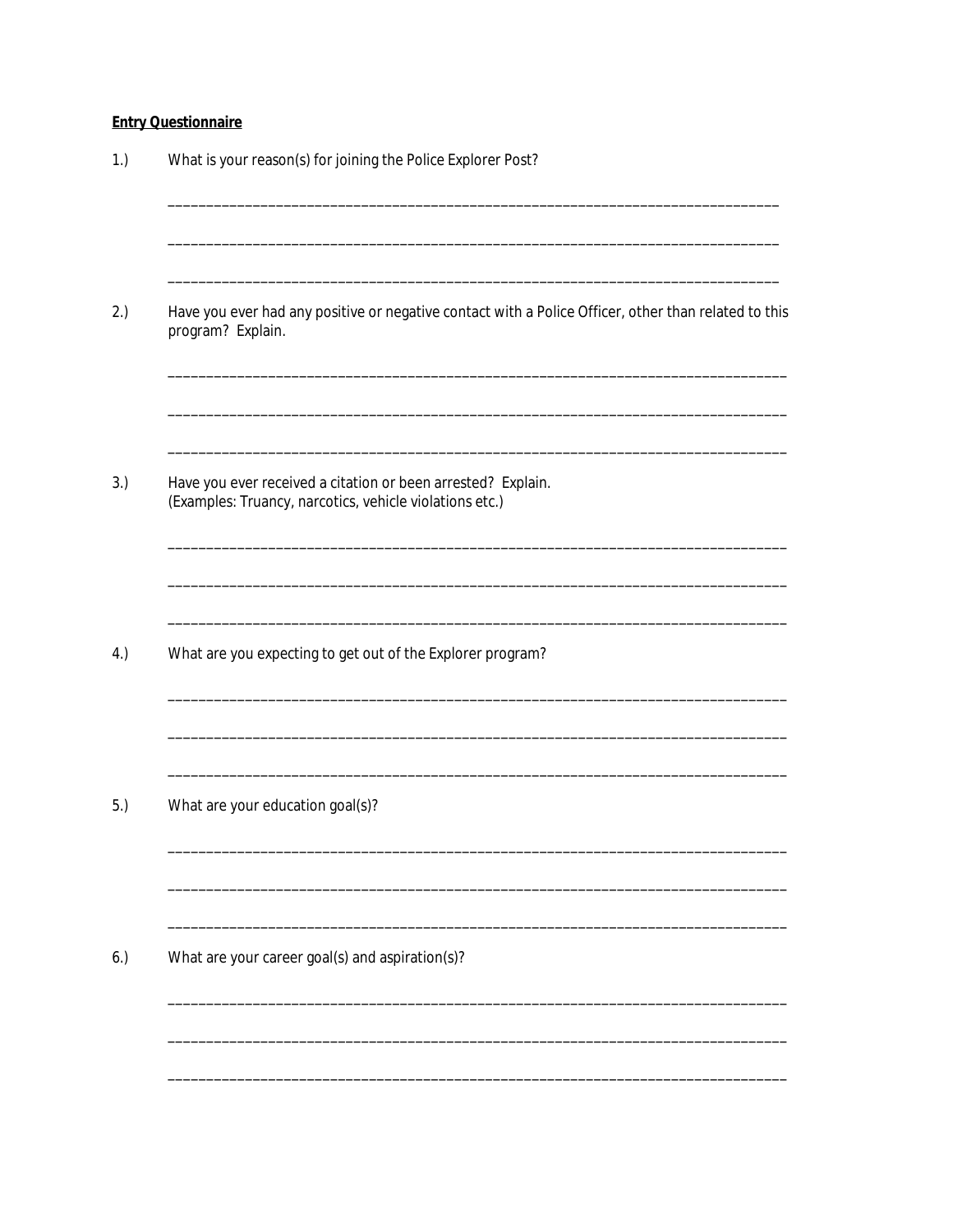**Entry Questionnaire**

1.) What is your reason(s) for joining the Police Explorer Post?

_______________________________________________________________________________________

_______________________________________________________________________________________

_______________________________________________________________________________________

2.) Have you ever had any positive or negative contact with a Police Officer, other than related to this program? Explain.

_______________________________________________________________________________________

_______________________________________________________________________________________

_______________________________________________________________________________________

3.) Have you ever received a citation or been arrested? Explain.
(Examples: Truancy, narcotics, vehicle violations etc.)

_______________________________________________________________________________________

_______________________________________________________________________________________

_______________________________________________________________________________________

4.) What are you expecting to get out of the Explorer program?

_______________________________________________________________________________________

_______________________________________________________________________________________

_______________________________________________________________________________________

5.) What are your education goal(s)?

_______________________________________________________________________________________

_______________________________________________________________________________________

_______________________________________________________________________________________

6.) What are your career goal(s) and aspiration(s)?

_______________________________________________________________________________________

_______________________________________________________________________________________

_______________________________________________________________________________________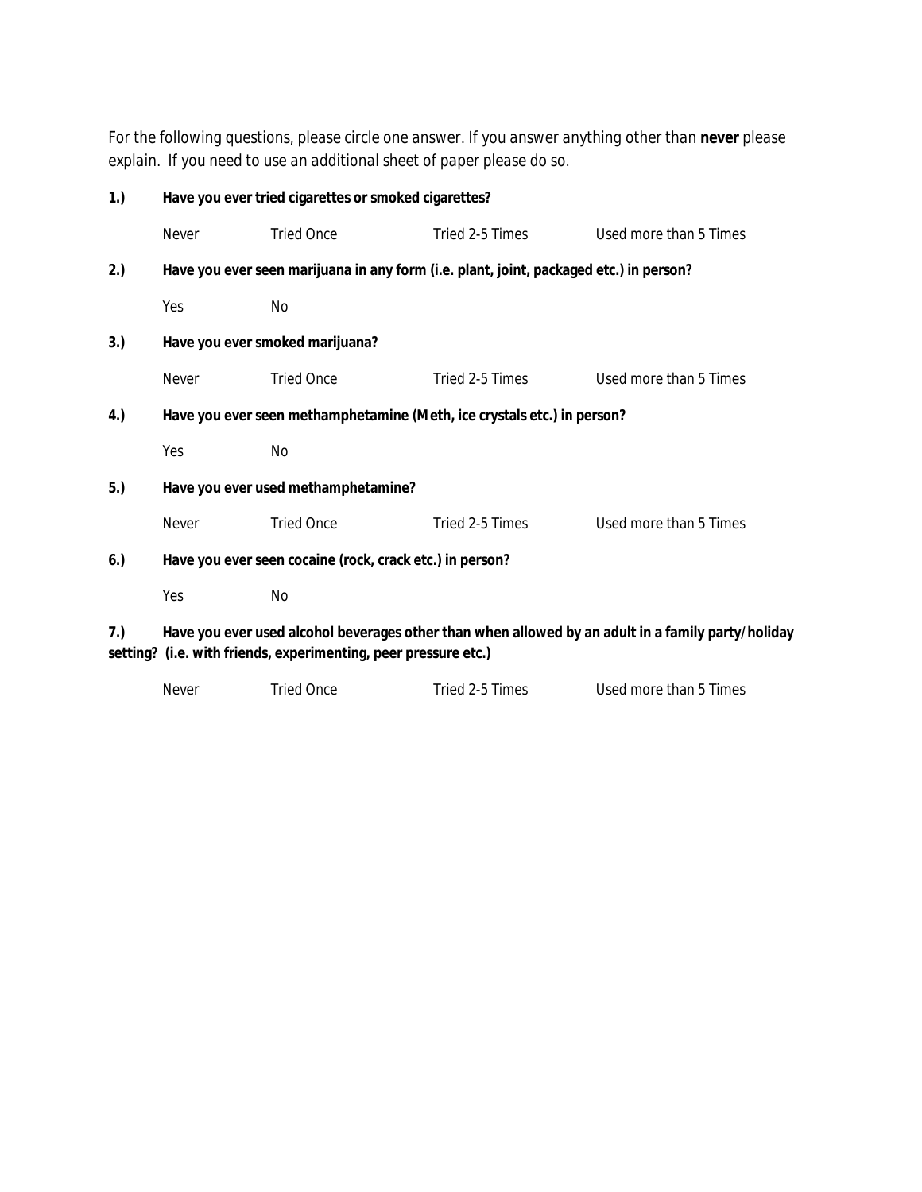For the following questions, please circle one answer. If you answer anything other than **never** please explain. If you need to use an additional sheet of paper please do so.

**1.) Have you ever tried cigarettes or smoked cigarettes?**

Never    Tried Once    Tried 2-5 Times    Used more than 5 Times

**2.) Have you ever seen marijuana in any form (i.e. plant, joint, packaged etc.) in person?**

Yes    No

**3.) Have you ever smoked marijuana?**

Never    Tried Once    Tried 2-5 Times    Used more than 5 Times

**4.) Have you ever seen methamphetamine (Meth, ice crystals etc.) in person?**

Yes    No

**5.) Have you ever used methamphetamine?**

Never    Tried Once    Tried 2-5 Times    Used more than 5 Times

**6.) Have you ever seen cocaine (rock, crack etc.) in person?**

Yes    No

**7.) Have you ever used alcohol beverages other than when allowed by an adult in a family party/holiday setting? (i.e. with friends, experimenting, peer pressure etc.)**

Never    Tried Once    Tried 2-5 Times    Used more than 5 Times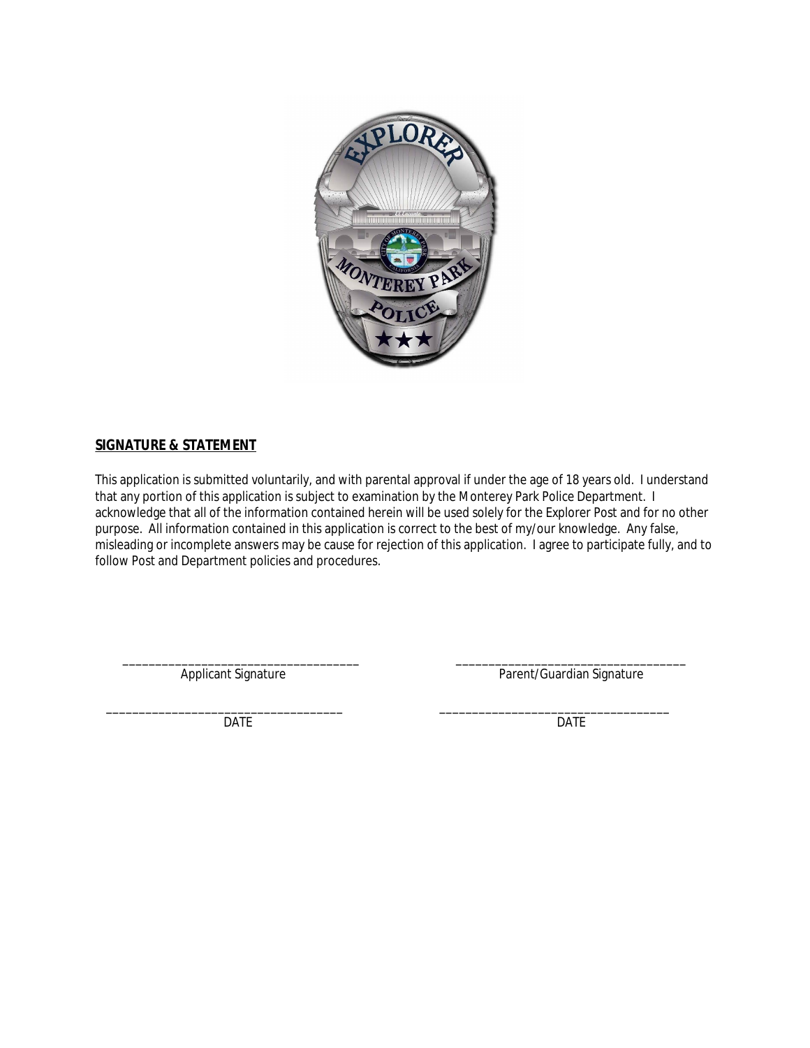**SIGNATURE & STATEMENT**

This application is submitted voluntarily, and with parental approval if under the age of 18 years old. I understand that any portion of this application is subject to examination by the Monterey Park Police Department. I acknowledge that all of the information contained herein will be used solely for the Explorer Post and for no other purpose. All information contained in this application is correct to the best of my/our knowledge. Any false, misleading or incomplete answers may be cause for rejection of this application. I agree to participate fully, and to follow Post and Department policies and procedures.

_____________________________________
Applicant Signature

_____________________________________
DATE

_____________________________________
Parent/Guardian Signature

_____________________________________
DATE